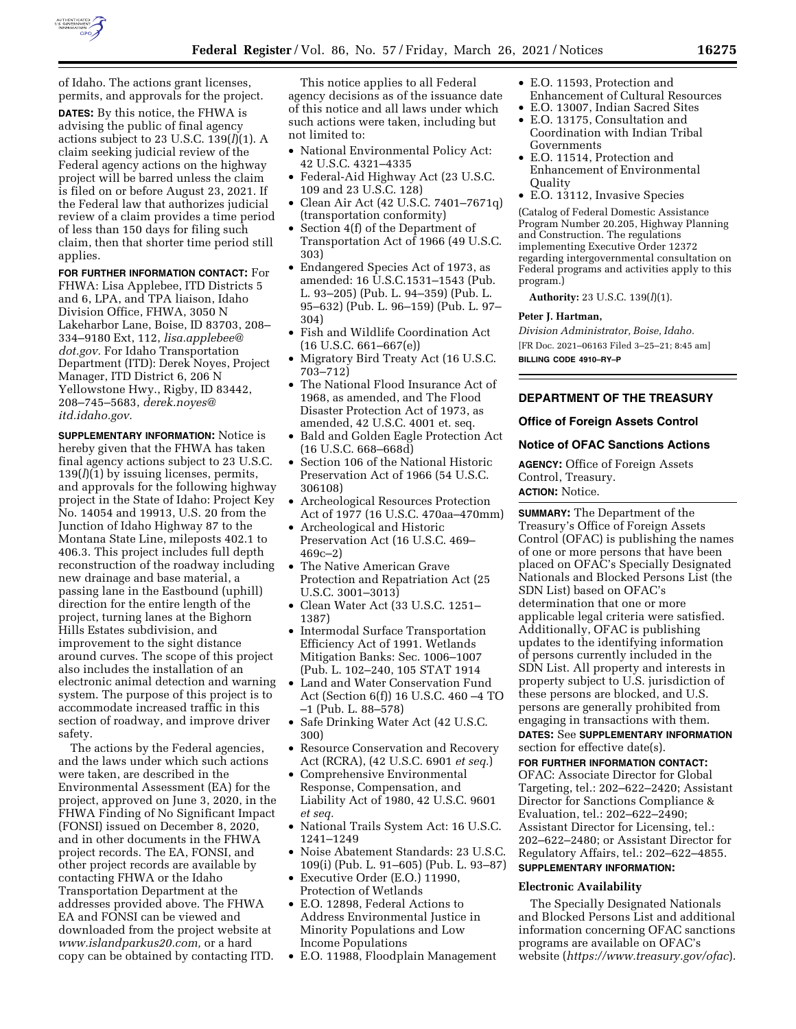of Idaho. The actions grant licenses, permits, and approvals for the project.

**DATES:** By this notice, the FHWA is advising the public of final agency actions subject to 23 U.S.C. 139(*l*)(1). A claim seeking judicial review of the Federal agency actions on the highway project will be barred unless the claim is filed on or before August 23, 2021. If the Federal law that authorizes judicial review of a claim provides a time period of less than 150 days for filing such claim, then that shorter time period still applies.

**FOR FURTHER INFORMATION CONTACT:** For FHWA: Lisa Applebee, ITD Districts 5 and 6, LPA, and TPA liaison, Idaho Division Office, FHWA, 3050 N Lakeharbor Lane, Boise, ID 83703, 208–334–9180 Ext, 112, *lisa.applebee@dot.gov.* For Idaho Transportation Department (ITD): Derek Noyes, Project Manager, ITD District 6, 206 N Yellowstone Hwy., Rigby, ID 83442, 208–745–5683, *derek.noyes@itd.idaho.gov.*

**SUPPLEMENTARY INFORMATION:** Notice is hereby given that the FHWA has taken final agency actions subject to 23 U.S.C. 139(*l*)(1) by issuing licenses, permits, and approvals for the following highway project in the State of Idaho: Project Key No. 14054 and 19913, U.S. 20 from the Junction of Idaho Highway 87 to the Montana State Line, mileposts 402.1 to 406.3. This project includes full depth reconstruction of the roadway including new drainage and base material, a passing lane in the Eastbound (uphill) direction for the entire length of the project, turning lanes at the Bighorn Hills Estates subdivision, and improvement to the sight distance around curves. The scope of this project also includes the installation of an electronic animal detection and warning system. The purpose of this project is to accommodate increased traffic in this section of roadway, and improve driver safety.

The actions by the Federal agencies, and the laws under which such actions were taken, are described in the Environmental Assessment (EA) for the project, approved on June 3, 2020, in the FHWA Finding of No Significant Impact (FONSI) issued on December 8, 2020, and in other documents in the FHWA project records. The EA, FONSI, and other project records are available by contacting FHWA or the Idaho Transportation Department at the addresses provided above. The FHWA EA and FONSI can be viewed and downloaded from the project website at *www.islandparkus20.com,* or a hard copy can be obtained by contacting ITD.

This notice applies to all Federal agency decisions as of the issuance date of this notice and all laws under which such actions were taken, including but not limited to:

- National Environmental Policy Act: 42 U.S.C. 4321–4335
- Federal-Aid Highway Act (23 U.S.C. 109 and 23 U.S.C. 128)
- Clean Air Act (42 U.S.C. 7401–7671q) (transportation conformity)
- Section 4(f) of the Department of Transportation Act of 1966 (49 U.S.C. 303)
- Endangered Species Act of 1973, as amended: 16 U.S.C.1531–1543 (Pub. L. 93–205) (Pub. L. 94–359) (Pub. L. 95–632) (Pub. L. 96–159) (Pub. L. 97–304)
- Fish and Wildlife Coordination Act (16 U.S.C. 661–667(e))
- Migratory Bird Treaty Act (16 U.S.C. 703–712)
- The National Flood Insurance Act of 1968, as amended, and The Flood Disaster Protection Act of 1973, as amended, 42 U.S.C. 4001 et. seq.
- Bald and Golden Eagle Protection Act (16 U.S.C. 668–668d)
- Section 106 of the National Historic Preservation Act of 1966 (54 U.S.C. 306108)
- Archeological Resources Protection Act of 1977 (16 U.S.C. 470aa–470mm)
- Archeological and Historic Preservation Act (16 U.S.C. 469–469c–2)
- The Native American Grave Protection and Repatriation Act (25 U.S.C. 3001–3013)
- Clean Water Act (33 U.S.C. 1251–1387)
- Intermodal Surface Transportation Efficiency Act of 1991. Wetlands Mitigation Banks: Sec. 1006–1007 (Pub. L. 102–240, 105 STAT 1914
- Land and Water Conservation Fund Act (Section 6(f)) 16 U.S.C. 460 –4 TO –1 (Pub. L. 88–578)
- Safe Drinking Water Act (42 U.S.C. 300)
- Resource Conservation and Recovery Act (RCRA), (42 U.S.C. 6901 *et seq.*)
- Comprehensive Environmental Response, Compensation, and Liability Act of 1980, 42 U.S.C. 9601 *et seq.*
- National Trails System Act: 16 U.S.C. 1241–1249
- Noise Abatement Standards: 23 U.S.C. 109(i) (Pub. L. 91–605) (Pub. L. 93–87)
- Executive Order (E.O.) 11990, Protection of Wetlands
- E.O. 12898, Federal Actions to Address Environmental Justice in Minority Populations and Low Income Populations
- E.O. 11988, Floodplain Management
- E.O. 11593, Protection and Enhancement of Cultural Resources
- E.O. 13007, Indian Sacred Sites
- E.O. 13175, Consultation and Coordination with Indian Tribal Governments
- E.O. 11514, Protection and Enhancement of Environmental Quality
- E.O. 13112, Invasive Species

(Catalog of Federal Domestic Assistance Program Number 20.205, Highway Planning and Construction. The regulations implementing Executive Order 12372 regarding intergovernmental consultation on Federal programs and activities apply to this program.)

**Authority:** 23 U.S.C. 139(*l*)(1).

**Peter J. Hartman,**

*Division Administrator, Boise, Idaho.*

[FR Doc. 2021–06163 Filed 3–25–21; 8:45 am]

**BILLING CODE 4910–RY–P**

## DEPARTMENT OF THE TREASURY

### Office of Foreign Assets Control

### Notice of OFAC Sanctions Actions

**AGENCY:** Office of Foreign Assets Control, Treasury.

**ACTION:** Notice.

**SUMMARY:** The Department of the Treasury's Office of Foreign Assets Control (OFAC) is publishing the names of one or more persons that have been placed on OFAC's Specially Designated Nationals and Blocked Persons List (the SDN List) based on OFAC's determination that one or more applicable legal criteria were satisfied. Additionally, OFAC is publishing updates to the identifying information of persons currently included in the SDN List. All property and interests in property subject to U.S. jurisdiction of these persons are blocked, and U.S. persons are generally prohibited from engaging in transactions with them.

**DATES:** See **SUPPLEMENTARY INFORMATION** section for effective date(s).

**FOR FURTHER INFORMATION CONTACT:** OFAC: Associate Director for Global Targeting, tel.: 202–622–2420; Assistant Director for Sanctions Compliance & Evaluation, tel.: 202–622–2490; Assistant Director for Licensing, tel.: 202–622–2480; or Assistant Director for Regulatory Affairs, tel.: 202–622–4855.

**SUPPLEMENTARY INFORMATION:**

#### Electronic Availability

The Specially Designated Nationals and Blocked Persons List and additional information concerning OFAC sanctions programs are available on OFAC's website (*https://www.treasury.gov/ofac*).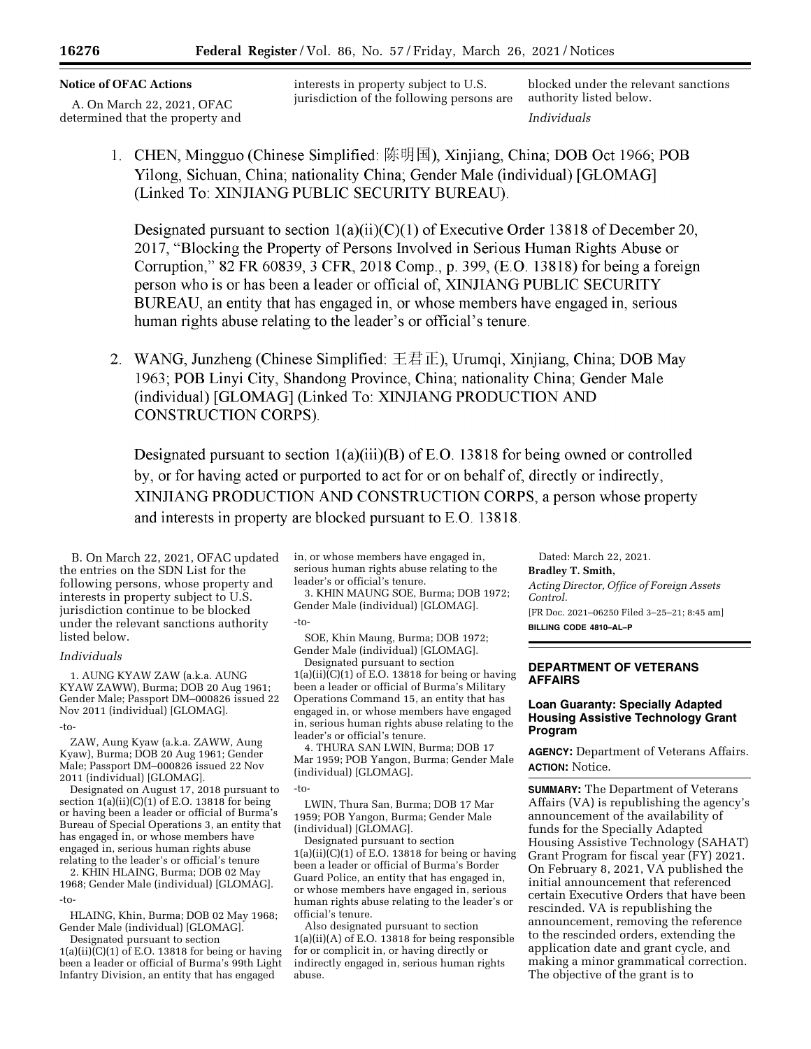## Notice of OFAC Actions

A. On March 22, 2021, OFAC determined that the property and interests in property subject to U.S. jurisdiction of the following persons are blocked under the relevant sanctions authority listed below.

*Individuals*

1. CHEN, Mingguo (Chinese Simplified: 陈明国), Xinjiang, China; DOB Oct 1966; POB Yilong, Sichuan, China; nationality China; Gender Male (individual) [GLOMAG] (Linked To: XINJIANG PUBLIC SECURITY BUREAU).

Designated pursuant to section 1(a)(ii)(C)(1) of Executive Order 13818 of December 20, 2017, "Blocking the Property of Persons Involved in Serious Human Rights Abuse or Corruption," 82 FR 60839, 3 CFR, 2018 Comp., p. 399, (E.O. 13818) for being a foreign person who is or has been a leader or official of, XINJIANG PUBLIC SECURITY BUREAU, an entity that has engaged in, or whose members have engaged in, serious human rights abuse relating to the leader's or official's tenure.

2. WANG, Junzheng (Chinese Simplified: 王君正), Urumqi, Xinjiang, China; DOB May 1963; POB Linyi City, Shandong Province, China; nationality China; Gender Male (individual) [GLOMAG] (Linked To: XINJIANG PRODUCTION AND CONSTRUCTION CORPS).

Designated pursuant to section 1(a)(iii)(B) of E.O. 13818 for being owned or controlled by, or for having acted or purported to act for or on behalf of, directly or indirectly, XINJIANG PRODUCTION AND CONSTRUCTION CORPS, a person whose property and interests in property are blocked pursuant to E.O. 13818.

B. On March 22, 2021, OFAC updated the entries on the SDN List for the following persons, whose property and interests in property subject to U.S. jurisdiction continue to be blocked under the relevant sanctions authority listed below.

*Individuals*

1. AUNG KYAW ZAW (a.k.a. AUNG KYAW ZAWW), Burma; DOB 20 Aug 1961; Gender Male; Passport DM–000826 issued 22 Nov 2011 (individual) [GLOMAG].

-to-

ZAW, Aung Kyaw (a.k.a. ZAWW, Aung Kyaw), Burma; DOB 20 Aug 1961; Gender Male; Passport DM–000826 issued 22 Nov 2011 (individual) [GLOMAG].

Designated on August 17, 2018 pursuant to section 1(a)(ii)(C)(1) of E.O. 13818 for being or having been a leader or official of Burma's Bureau of Special Operations 3, an entity that has engaged in, or whose members have engaged in, serious human rights abuse relating to the leader's or official's tenure

2. KHIN HLAING, Burma; DOB 02 May 1968; Gender Male (individual) [GLOMAG].

-to-

HLAING, Khin, Burma; DOB 02 May 1968; Gender Male (individual) [GLOMAG].

Designated pursuant to section 1(a)(ii)(C)(1) of E.O. 13818 for being or having been a leader or official of Burma's 99th Light Infantry Division, an entity that has engaged in, or whose members have engaged in, serious human rights abuse relating to the leader's or official's tenure.

3. KHIN MAUNG SOE, Burma; DOB 1972; Gender Male (individual) [GLOMAG].

-to-

SOE, Khin Maung, Burma; DOB 1972; Gender Male (individual) [GLOMAG].

Designated pursuant to section 1(a)(ii)(C)(1) of E.O. 13818 for being or having been a leader or official of Burma's Military Operations Command 15, an entity that has engaged in, or whose members have engaged in, serious human rights abuse relating to the leader's or official's tenure.

4. THURA SAN LWIN, Burma; DOB 17 Mar 1959; POB Yangon, Burma; Gender Male (individual) [GLOMAG].

-to-

LWIN, Thura San, Burma; DOB 17 Mar 1959; POB Yangon, Burma; Gender Male (individual) [GLOMAG].

Designated pursuant to section 1(a)(ii)(C)(1) of E.O. 13818 for being or having been a leader or official of Burma's Border Guard Police, an entity that has engaged in, or whose members have engaged in, serious human rights abuse relating to the leader's or official's tenure.

Also designated pursuant to section 1(a)(ii)(A) of E.O. 13818 for being responsible for or complicit in, or having directly or indirectly engaged in, serious human rights abuse.

Dated: March 22, 2021.

**Bradley T. Smith,**

*Acting Director, Office of Foreign Assets Control.*

[FR Doc. 2021–06250 Filed 3–25–21; 8:45 am]

**BILLING CODE 4810–AL–P**

## DEPARTMENT OF VETERANS AFFAIRS

### Loan Guaranty: Specially Adapted Housing Assistive Technology Grant Program

**AGENCY:** Department of Veterans Affairs.

**ACTION:** Notice.

**SUMMARY:** The Department of Veterans Affairs (VA) is republishing the agency's announcement of the availability of funds for the Specially Adapted Housing Assistive Technology (SAHAT) Grant Program for fiscal year (FY) 2021. On February 8, 2021, VA published the initial announcement that referenced certain Executive Orders that have been rescinded. VA is republishing the announcement, removing the reference to the rescinded orders, extending the application date and grant cycle, and making a minor grammatical correction. The objective of the grant is to